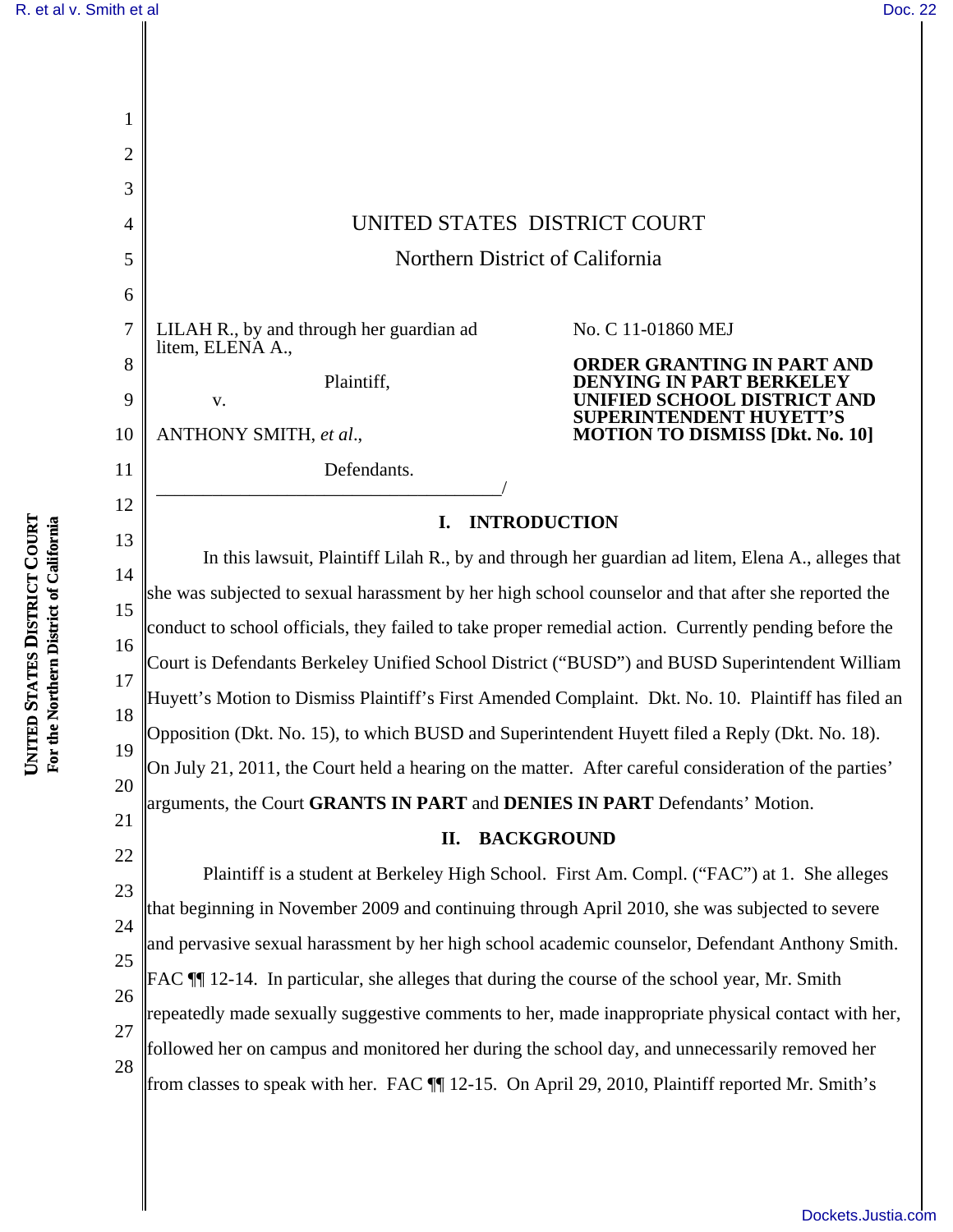UNITED STATES DISTRICT COURT

Northern District of California

LILAH R., by and through her guardian ad litem, ELENA A.,

Plaintiff,

v.

ANTHONY SMITH, *et al*.,

Defendants.

No. C 11-01860 MEJ

**ORDER GRANTING IN PART AND DENYING IN PART BERKELEY UNIFIED SCHOOL DISTRICT AND SUPERINTENDENT HUYETT'S MOTION TO DISMISS [Dkt. No. 10]**

## I. INTRODUCTION

In this lawsuit, Plaintiff Lilah R., by and through her guardian ad litem, Elena A., alleges that she was subjected to sexual harassment by her high school counselor and that after she reported the conduct to school officials, they failed to take proper remedial action. Currently pending before the Court is Defendants Berkeley Unified School District ("BUSD") and BUSD Superintendent William Huyett's Motion to Dismiss Plaintiff's First Amended Complaint. Dkt. No. 10. Plaintiff has filed an Opposition (Dkt. No. 15), to which BUSD and Superintendent Huyett filed a Reply (Dkt. No. 18). On July 21, 2011, the Court held a hearing on the matter. After careful consideration of the parties' arguments, the Court **GRANTS IN PART** and **DENIES IN PART** Defendants' Motion.

## II. BACKGROUND

Plaintiff is a student at Berkeley High School. First Am. Compl. ("FAC") at 1. She alleges that beginning in November 2009 and continuing through April 2010, she was subjected to severe and pervasive sexual harassment by her high school academic counselor, Defendant Anthony Smith. FAC ¶¶ 12-14. In particular, she alleges that during the course of the school year, Mr. Smith repeatedly made sexually suggestive comments to her, made inappropriate physical contact with her, followed her on campus and monitored her during the school day, and unnecessarily removed her from classes to speak with her. FAC ¶¶ 12-15. On April 29, 2010, Plaintiff reported Mr. Smith's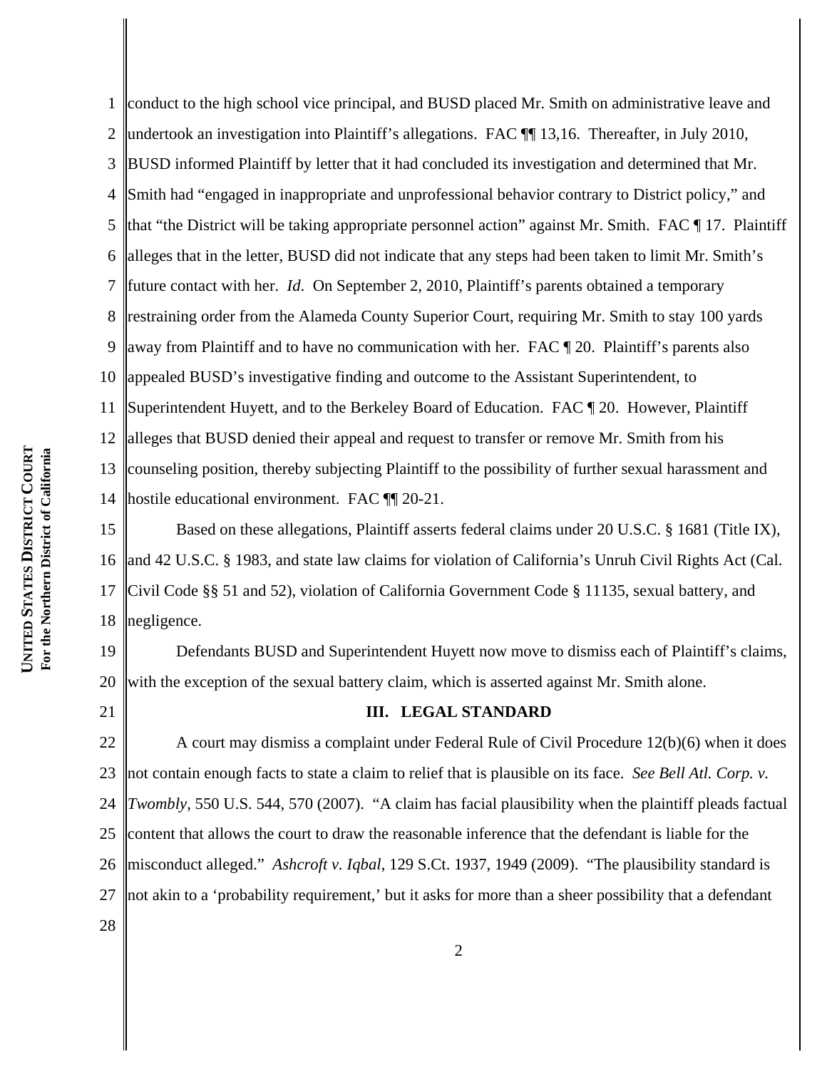conduct to the high school vice principal, and BUSD placed Mr. Smith on administrative leave and undertook an investigation into Plaintiff's allegations. FAC ¶¶ 13,16. Thereafter, in July 2010, BUSD informed Plaintiff by letter that it had concluded its investigation and determined that Mr. Smith had "engaged in inappropriate and unprofessional behavior contrary to District policy," and that "the District will be taking appropriate personnel action" against Mr. Smith. FAC ¶ 17. Plaintiff alleges that in the letter, BUSD did not indicate that any steps had been taken to limit Mr. Smith's future contact with her. *Id*. On September 2, 2010, Plaintiff's parents obtained a temporary restraining order from the Alameda County Superior Court, requiring Mr. Smith to stay 100 yards away from Plaintiff and to have no communication with her. FAC ¶ 20. Plaintiff's parents also appealed BUSD's investigative finding and outcome to the Assistant Superintendent, to Superintendent Huyett, and to the Berkeley Board of Education. FAC ¶ 20. However, Plaintiff alleges that BUSD denied their appeal and request to transfer or remove Mr. Smith from his counseling position, thereby subjecting Plaintiff to the possibility of further sexual harassment and hostile educational environment. FAC ¶¶ 20-21.

Based on these allegations, Plaintiff asserts federal claims under 20 U.S.C. § 1681 (Title IX), and 42 U.S.C. § 1983, and state law claims for violation of California's Unruh Civil Rights Act (Cal. Civil Code §§ 51 and 52), violation of California Government Code § 11135, sexual battery, and negligence.

Defendants BUSD and Superintendent Huyett now move to dismiss each of Plaintiff's claims, with the exception of the sexual battery claim, which is asserted against Mr. Smith alone.

## III. LEGAL STANDARD

A court may dismiss a complaint under Federal Rule of Civil Procedure 12(b)(6) when it does not contain enough facts to state a claim to relief that is plausible on its face. *See Bell Atl. Corp. v. Twombly*, 550 U.S. 544, 570 (2007). "A claim has facial plausibility when the plaintiff pleads factual content that allows the court to draw the reasonable inference that the defendant is liable for the misconduct alleged." *Ashcroft v. Iqbal*, 129 S.Ct. 1937, 1949 (2009). "The plausibility standard is not akin to a 'probability requirement,' but it asks for more than a sheer possibility that a defendant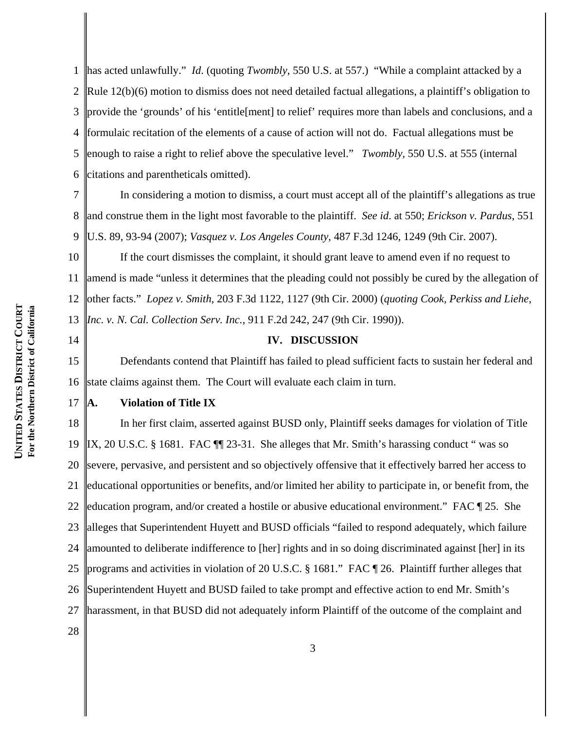has acted unlawfully." *Id*. (quoting *Twombly*, 550 U.S. at 557.) "While a complaint attacked by a Rule 12(b)(6) motion to dismiss does not need detailed factual allegations, a plaintiff's obligation to provide the 'grounds' of his 'entitle[ment] to relief' requires more than labels and conclusions, and a formulaic recitation of the elements of a cause of action will not do. Factual allegations must be enough to raise a right to relief above the speculative level." *Twombly,* 550 U.S. at 555 (internal citations and parentheticals omitted).

In considering a motion to dismiss, a court must accept all of the plaintiff's allegations as true and construe them in the light most favorable to the plaintiff. *See id.* at 550; *Erickson v. Pardus*, 551 U.S. 89, 93-94 (2007); *Vasquez v. Los Angeles County*, 487 F.3d 1246, 1249 (9th Cir. 2007).

If the court dismisses the complaint, it should grant leave to amend even if no request to amend is made "unless it determines that the pleading could not possibly be cured by the allegation of other facts." *Lopez v. Smith*, 203 F.3d 1122, 1127 (9th Cir. 2000) (*quoting Cook, Perkiss and Liehe, Inc. v. N. Cal. Collection Serv. Inc.*, 911 F.2d 242, 247 (9th Cir. 1990)).

## IV. DISCUSSION

Defendants contend that Plaintiff has failed to plead sufficient facts to sustain her federal and state claims against them. The Court will evaluate each claim in turn.

### A. Violation of Title IX

In her first claim, asserted against BUSD only, Plaintiff seeks damages for violation of Title IX, 20 U.S.C. § 1681. FAC ¶¶ 23-31. She alleges that Mr. Smith's harassing conduct " was so severe, pervasive, and persistent and so objectively offensive that it effectively barred her access to educational opportunities or benefits, and/or limited her ability to participate in, or benefit from, the education program, and/or created a hostile or abusive educational environment." FAC ¶ 25. She alleges that Superintendent Huyett and BUSD officials "failed to respond adequately, which failure amounted to deliberate indifference to [her] rights and in so doing discriminated against [her] in its programs and activities in violation of 20 U.S.C. § 1681." FAC ¶ 26. Plaintiff further alleges that Superintendent Huyett and BUSD failed to take prompt and effective action to end Mr. Smith's harassment, in that BUSD did not adequately inform Plaintiff of the outcome of the complaint and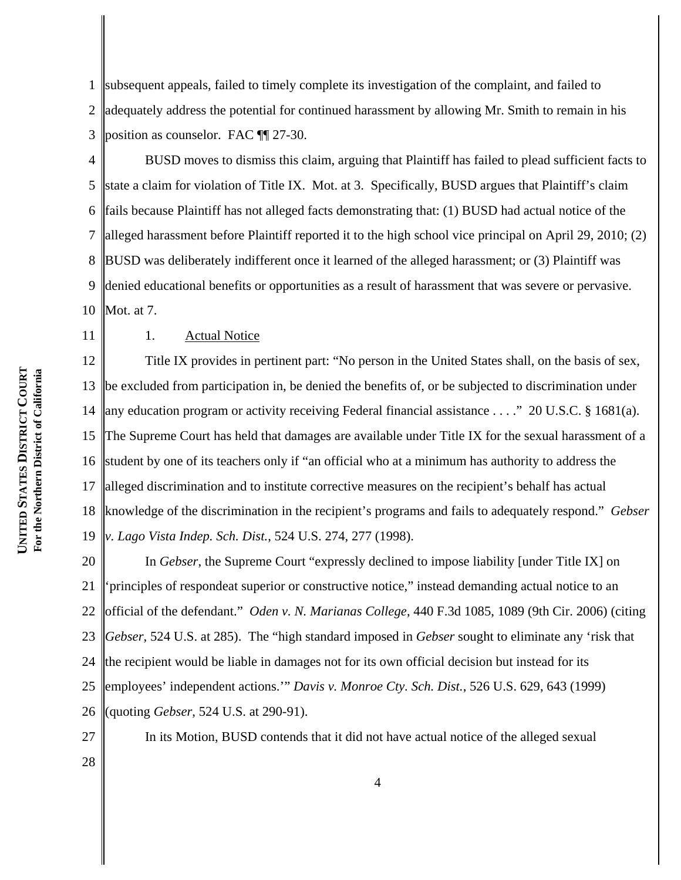subsequent appeals, failed to timely complete its investigation of the complaint, and failed to adequately address the potential for continued harassment by allowing Mr. Smith to remain in his position as counselor. FAC ¶¶ 27-30.

BUSD moves to dismiss this claim, arguing that Plaintiff has failed to plead sufficient facts to state a claim for violation of Title IX. Mot. at 3. Specifically, BUSD argues that Plaintiff's claim fails because Plaintiff has not alleged facts demonstrating that: (1) BUSD had actual notice of the alleged harassment before Plaintiff reported it to the high school vice principal on April 29, 2010; (2) BUSD was deliberately indifferent once it learned of the alleged harassment; or (3) Plaintiff was denied educational benefits or opportunities as a result of harassment that was severe or pervasive. Mot. at 7.

1. Actual Notice

Title IX provides in pertinent part: "No person in the United States shall, on the basis of sex, be excluded from participation in, be denied the benefits of, or be subjected to discrimination under any education program or activity receiving Federal financial assistance . . . ." 20 U.S.C. § 1681(a). The Supreme Court has held that damages are available under Title IX for the sexual harassment of a student by one of its teachers only if "an official who at a minimum has authority to address the alleged discrimination and to institute corrective measures on the recipient's behalf has actual knowledge of the discrimination in the recipient's programs and fails to adequately respond." *Gebser v. Lago Vista Indep. Sch. Dist.*, 524 U.S. 274, 277 (1998).

In *Gebser*, the Supreme Court "expressly declined to impose liability [under Title IX] on 'principles of respondeat superior or constructive notice,' instead demanding actual notice to an official of the defendant." *Oden v. N. Marianas College*, 440 F.3d 1085, 1089 (9th Cir. 2006) (citing *Gebser*, 524 U.S. at 285). The "high standard imposed in *Gebser* sought to eliminate any 'risk that the recipient would be liable in damages not for its own official decision but instead for its employees' independent actions.'" *Davis v. Monroe Cty. Sch. Dist.*, 526 U.S. 629, 643 (1999) (quoting *Gebser*, 524 U.S. at 290-91).

In its Motion, BUSD contends that it did not have actual notice of the alleged sexual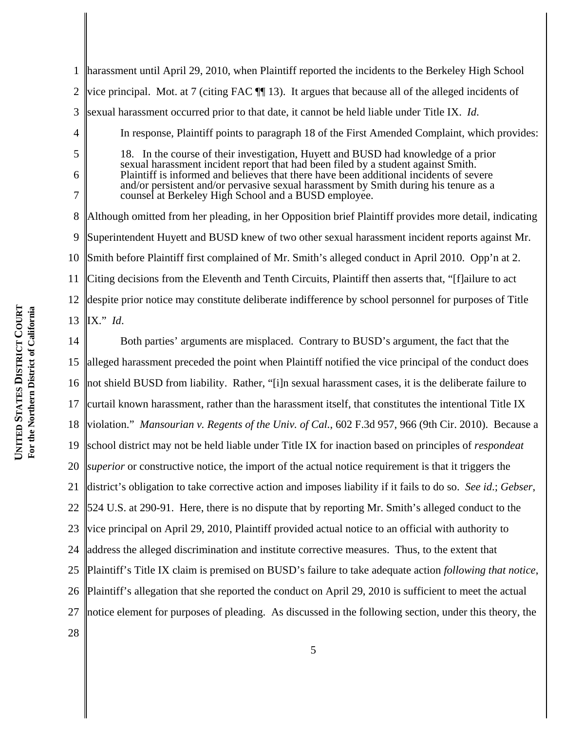harassment until April 29, 2010, when Plaintiff reported the incidents to the Berkeley High School vice principal. Mot. at 7 (citing FAC ¶¶ 13). It argues that because all of the alleged incidents of sexual harassment occurred prior to that date, it cannot be held liable under Title IX. *Id.*

In response, Plaintiff points to paragraph 18 of the First Amended Complaint, which provides:

> 18. In the course of their investigation, Huyett and BUSD had knowledge of a prior sexual harassment incident report that had been filed by a student against Smith. Plaintiff is informed and believes that there have been additional incidents of severe and/or persistent and/or pervasive sexual harassment by Smith during his tenure as a counsel at Berkeley High School and a BUSD employee.

Although omitted from her pleading, in her Opposition brief Plaintiff provides more detail, indicating Superintendent Huyett and BUSD knew of two other sexual harassment incident reports against Mr. Smith before Plaintiff first complained of Mr. Smith's alleged conduct in April 2010. Opp'n at 2. Citing decisions from the Eleventh and Tenth Circuits, Plaintiff then asserts that, "[f]ailure to act despite prior notice may constitute deliberate indifference by school personnel for purposes of Title IX." *Id*.

Both parties' arguments are misplaced. Contrary to BUSD's argument, the fact that the alleged harassment preceded the point when Plaintiff notified the vice principal of the conduct does not shield BUSD from liability. Rather, "[i]n sexual harassment cases, it is the deliberate failure to curtail known harassment, rather than the harassment itself, that constitutes the intentional Title IX violation." *Mansourian v. Regents of the Univ. of Cal.*, 602 F.3d 957, 966 (9th Cir. 2010). Because a school district may not be held liable under Title IX for inaction based on principles of *respondeat superior* or constructive notice, the import of the actual notice requirement is that it triggers the district's obligation to take corrective action and imposes liability if it fails to do so. *See id.*; *Gebser*, 524 U.S. at 290-91. Here, there is no dispute that by reporting Mr. Smith's alleged conduct to the vice principal on April 29, 2010, Plaintiff provided actual notice to an official with authority to address the alleged discrimination and institute corrective measures. Thus, to the extent that Plaintiff's Title IX claim is premised on BUSD's failure to take adequate action *following that notice*, Plaintiff's allegation that she reported the conduct on April 29, 2010 is sufficient to meet the actual notice element for purposes of pleading. As discussed in the following section, under this theory, the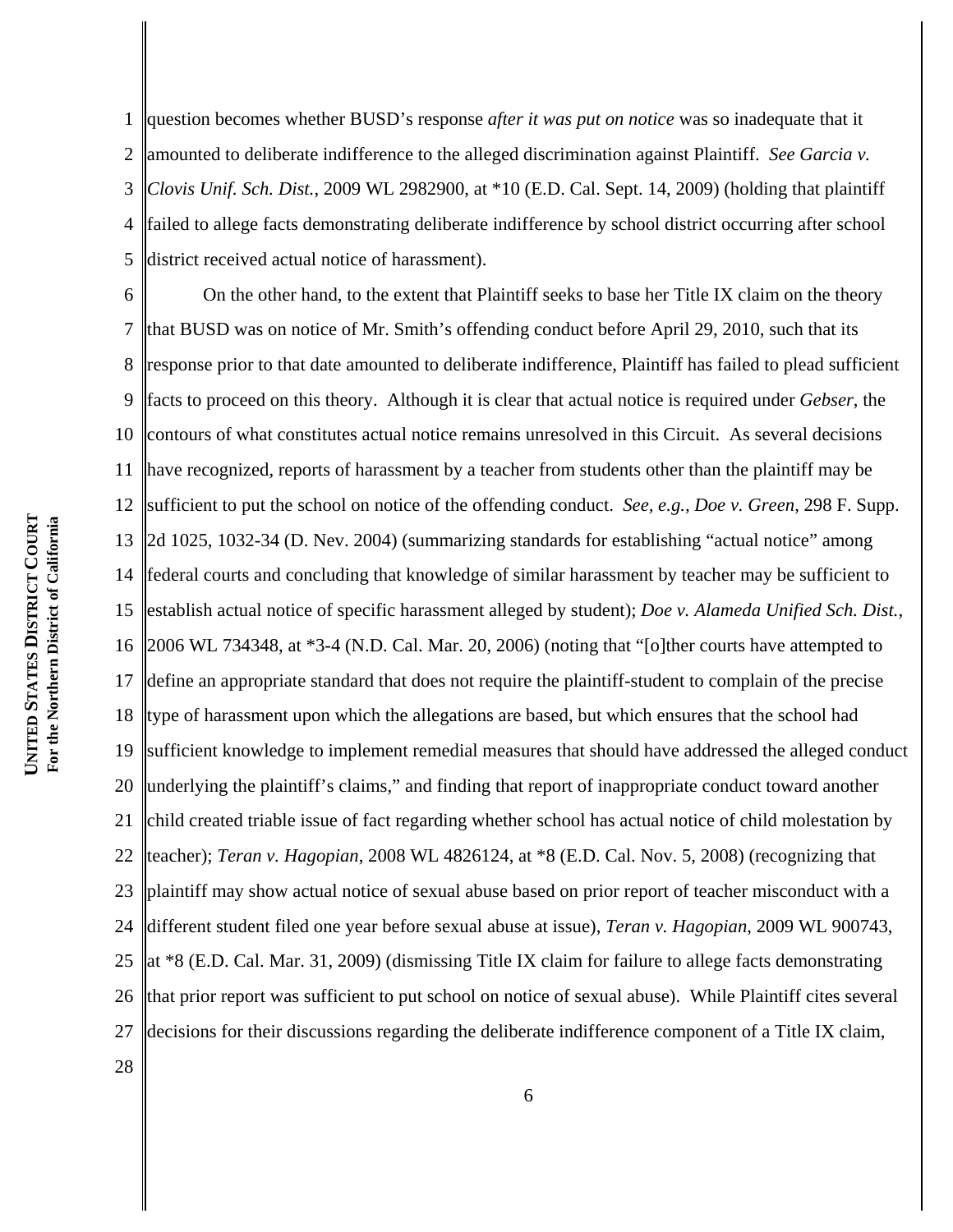question becomes whether BUSD's response *after it was put on notice* was so inadequate that it amounted to deliberate indifference to the alleged discrimination against Plaintiff. *See Garcia v. Clovis Unif. Sch. Dist.*, 2009 WL 2982900, at *10 (E.D. Cal. Sept. 14, 2009) (holding that plaintiff failed to allege facts demonstrating deliberate indifference by school district occurring after school district received actual notice of harassment).

On the other hand, to the extent that Plaintiff seeks to base her Title IX claim on the theory that BUSD was on notice of Mr. Smith's offending conduct before April 29, 2010, such that its response prior to that date amounted to deliberate indifference, Plaintiff has failed to plead sufficient facts to proceed on this theory. Although it is clear that actual notice is required under *Gebser*, the contours of what constitutes actual notice remains unresolved in this Circuit. As several decisions have recognized, reports of harassment by a teacher from students other than the plaintiff may be sufficient to put the school on notice of the offending conduct. *See, e.g., Doe v. Green*, 298 F. Supp. 2d 1025, 1032-34 (D. Nev. 2004) (summarizing standards for establishing "actual notice" among federal courts and concluding that knowledge of similar harassment by teacher may be sufficient to establish actual notice of specific harassment alleged by student); *Doe v. Alameda Unified Sch. Dist.*, 2006 WL 734348, at *3-4 (N.D. Cal. Mar. 20, 2006) (noting that "[o]ther courts have attempted to define an appropriate standard that does not require the plaintiff-student to complain of the precise type of harassment upon which the allegations are based, but which ensures that the school had sufficient knowledge to implement remedial measures that should have addressed the alleged conduct underlying the plaintiff's claims," and finding that report of inappropriate conduct toward another child created triable issue of fact regarding whether school has actual notice of child molestation by teacher); *Teran v. Hagopian*, 2008 WL 4826124, at *8 (E.D. Cal. Nov. 5, 2008) (recognizing that plaintiff may show actual notice of sexual abuse based on prior report of teacher misconduct with a different student filed one year before sexual abuse at issue), *Teran v. Hagopian*, 2009 WL 900743, at *8 (E.D. Cal. Mar. 31, 2009) (dismissing Title IX claim for failure to allege facts demonstrating that prior report was sufficient to put school on notice of sexual abuse). While Plaintiff cites several decisions for their discussions regarding the deliberate indifference component of a Title IX claim,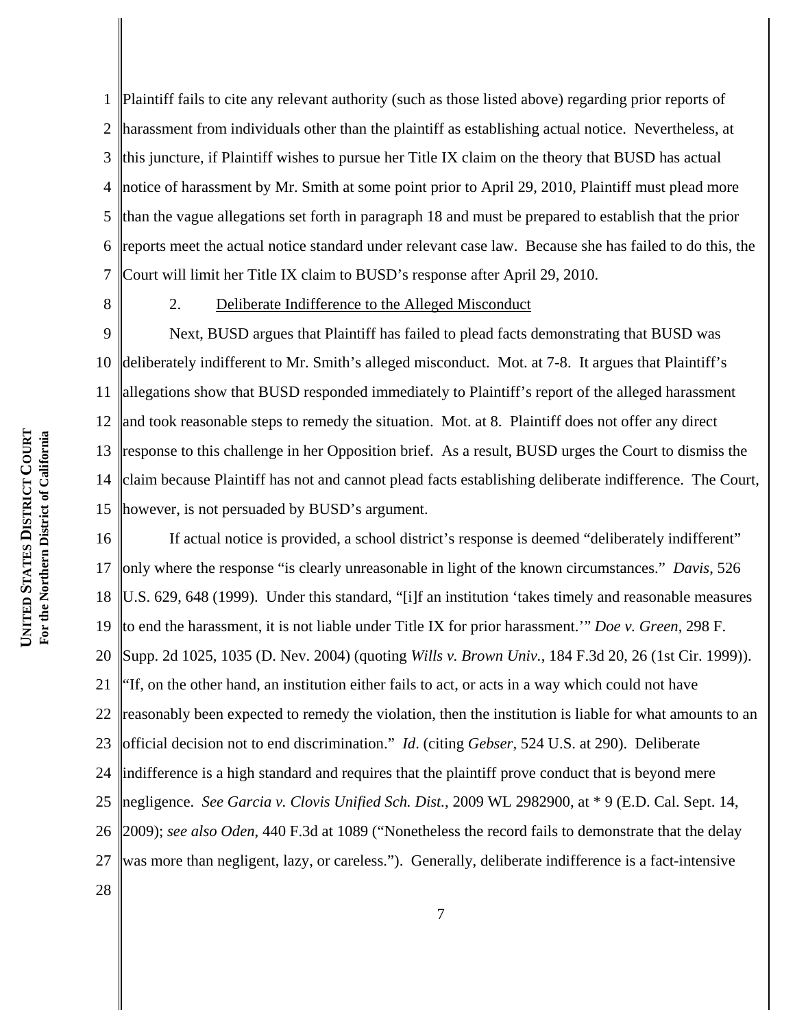Plaintiff fails to cite any relevant authority (such as those listed above) regarding prior reports of harassment from individuals other than the plaintiff as establishing actual notice. Nevertheless, at this juncture, if Plaintiff wishes to pursue her Title IX claim on the theory that BUSD has actual notice of harassment by Mr. Smith at some point prior to April 29, 2010, Plaintiff must plead more than the vague allegations set forth in paragraph 18 and must be prepared to establish that the prior reports meet the actual notice standard under relevant case law. Because she has failed to do this, the Court will limit her Title IX claim to BUSD's response after April 29, 2010.

2. Deliberate Indifference to the Alleged Misconduct

Next, BUSD argues that Plaintiff has failed to plead facts demonstrating that BUSD was deliberately indifferent to Mr. Smith's alleged misconduct. Mot. at 7-8. It argues that Plaintiff's allegations show that BUSD responded immediately to Plaintiff's report of the alleged harassment and took reasonable steps to remedy the situation. Mot. at 8. Plaintiff does not offer any direct response to this challenge in her Opposition brief. As a result, BUSD urges the Court to dismiss the claim because Plaintiff has not and cannot plead facts establishing deliberate indifference. The Court, however, is not persuaded by BUSD's argument.

If actual notice is provided, a school district's response is deemed "deliberately indifferent" only where the response "is clearly unreasonable in light of the known circumstances." *Davis*, 526 U.S. 629, 648 (1999). Under this standard, "[i]f an institution 'takes timely and reasonable measures to end the harassment, it is not liable under Title IX for prior harassment.'" *Doe v. Green*, 298 F. Supp. 2d 1025, 1035 (D. Nev. 2004) (quoting *Wills v. Brown Univ.*, 184 F.3d 20, 26 (1st Cir. 1999)). "If, on the other hand, an institution either fails to act, or acts in a way which could not have reasonably been expected to remedy the violation, then the institution is liable for what amounts to an official decision not to end discrimination." *Id*. (citing *Gebser*, 524 U.S. at 290). Deliberate indifference is a high standard and requires that the plaintiff prove conduct that is beyond mere negligence. *See Garcia v. Clovis Unified Sch. Dist.*, 2009 WL 2982900, at * 9 (E.D. Cal. Sept. 14, 2009); *see also Oden*, 440 F.3d at 1089 ("Nonetheless the record fails to demonstrate that the delay was more than negligent, lazy, or careless."). Generally, deliberate indifference is a fact-intensive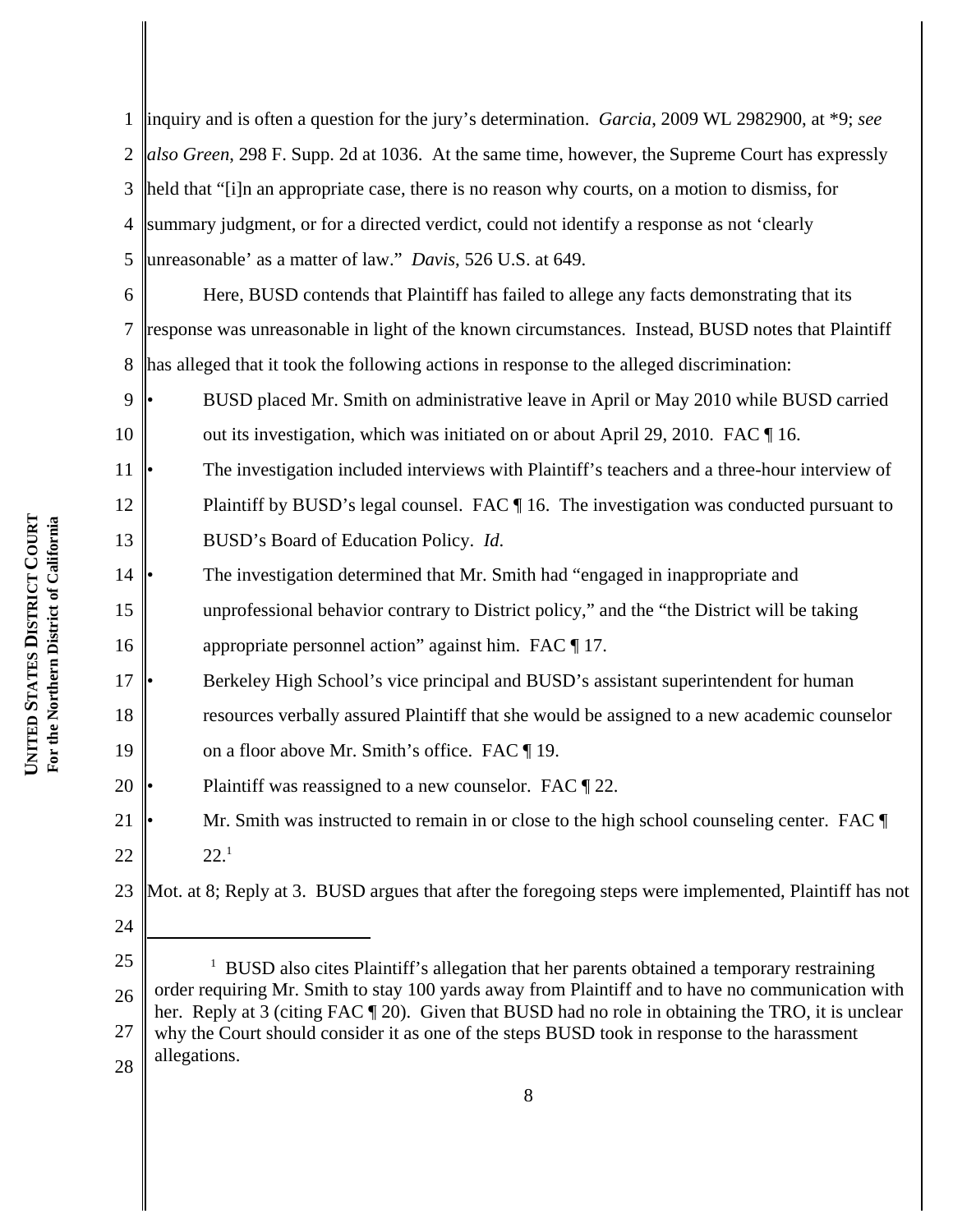inquiry and is often a question for the jury's determination. *Garcia*, 2009 WL 2982900, at *9; *see also Green*, 298 F. Supp. 2d at 1036. At the same time, however, the Supreme Court has expressly held that "[i]n an appropriate case, there is no reason why courts, on a motion to dismiss, for summary judgment, or for a directed verdict, could not identify a response as not 'clearly unreasonable' as a matter of law." *Davis*, 526 U.S. at 649.

Here, BUSD contends that Plaintiff has failed to allege any facts demonstrating that its response was unreasonable in light of the known circumstances. Instead, BUSD notes that Plaintiff has alleged that it took the following actions in response to the alleged discrimination:

- BUSD placed Mr. Smith on administrative leave in April or May 2010 while BUSD carried out its investigation, which was initiated on or about April 29, 2010. FAC ¶ 16.
- The investigation included interviews with Plaintiff's teachers and a three-hour interview of Plaintiff by BUSD's legal counsel. FAC ¶ 16. The investigation was conducted pursuant to BUSD's Board of Education Policy. *Id*.
- The investigation determined that Mr. Smith had "engaged in inappropriate and unprofessional behavior contrary to District policy," and the "the District will be taking appropriate personnel action" against him. FAC ¶ 17.
- Berkeley High School's vice principal and BUSD's assistant superintendent for human resources verbally assured Plaintiff that she would be assigned to a new academic counselor on a floor above Mr. Smith's office. FAC ¶ 19.
- Plaintiff was reassigned to a new counselor. FAC ¶ 22.
- Mr. Smith was instructed to remain in or close to the high school counseling center. FAC ¶ 22.[1]

Mot. at 8; Reply at 3. BUSD argues that after the foregoing steps were implemented, Plaintiff has not

---

[1] BUSD also cites Plaintiff's allegation that her parents obtained a temporary restraining order requiring Mr. Smith to stay 100 yards away from Plaintiff and to have no communication with her. Reply at 3 (citing FAC ¶ 20). Given that BUSD had no role in obtaining the TRO, it is unclear why the Court should consider it as one of the steps BUSD took in response to the harassment allegations.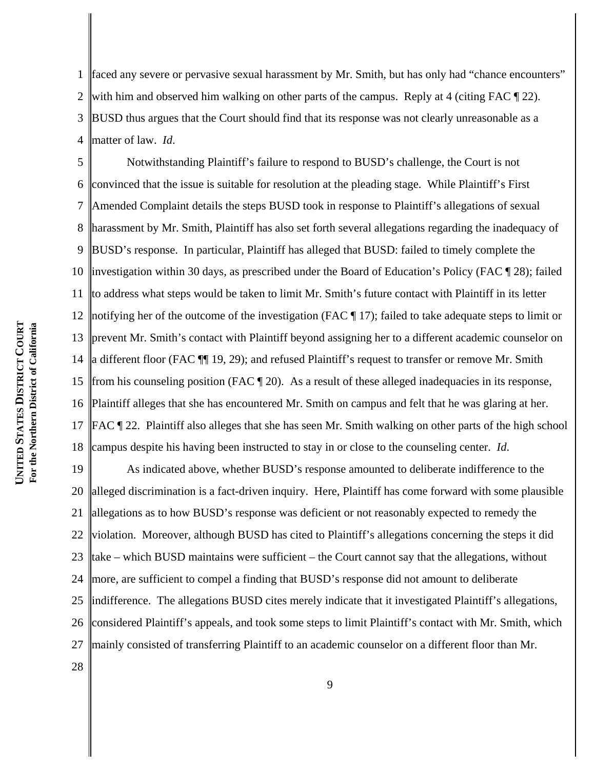faced any severe or pervasive sexual harassment by Mr. Smith, but has only had "chance encounters" with him and observed him walking on other parts of the campus. Reply at 4 (citing FAC ¶ 22). BUSD thus argues that the Court should find that its response was not clearly unreasonable as a matter of law. *Id.*

Notwithstanding Plaintiff's failure to respond to BUSD's challenge, the Court is not convinced that the issue is suitable for resolution at the pleading stage. While Plaintiff's First Amended Complaint details the steps BUSD took in response to Plaintiff's allegations of sexual harassment by Mr. Smith, Plaintiff has also set forth several allegations regarding the inadequacy of BUSD's response. In particular, Plaintiff has alleged that BUSD: failed to timely complete the investigation within 30 days, as prescribed under the Board of Education's Policy (FAC ¶ 28); failed to address what steps would be taken to limit Mr. Smith's future contact with Plaintiff in its letter notifying her of the outcome of the investigation (FAC ¶ 17); failed to take adequate steps to limit or prevent Mr. Smith's contact with Plaintiff beyond assigning her to a different academic counselor on a different floor (FAC ¶¶ 19, 29); and refused Plaintiff's request to transfer or remove Mr. Smith from his counseling position (FAC ¶ 20). As a result of these alleged inadequacies in its response, Plaintiff alleges that she has encountered Mr. Smith on campus and felt that he was glaring at her. FAC ¶ 22. Plaintiff also alleges that she has seen Mr. Smith walking on other parts of the high school campus despite his having been instructed to stay in or close to the counseling center. *Id.*

As indicated above, whether BUSD's response amounted to deliberate indifference to the alleged discrimination is a fact-driven inquiry. Here, Plaintiff has come forward with some plausible allegations as to how BUSD's response was deficient or not reasonably expected to remedy the violation. Moreover, although BUSD has cited to Plaintiff's allegations concerning the steps it did take – which BUSD maintains were sufficient – the Court cannot say that the allegations, without more, are sufficient to compel a finding that BUSD's response did not amount to deliberate indifference. The allegations BUSD cites merely indicate that it investigated Plaintiff's allegations, considered Plaintiff's appeals, and took some steps to limit Plaintiff's contact with Mr. Smith, which mainly consisted of transferring Plaintiff to an academic counselor on a different floor than Mr.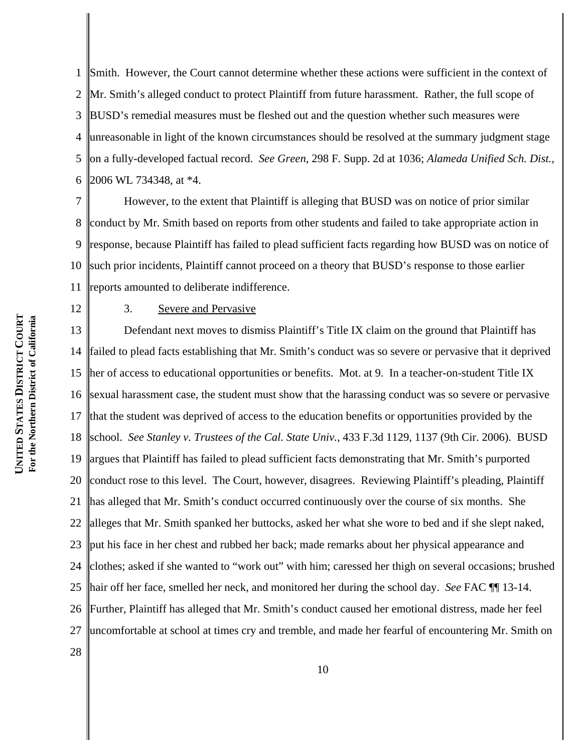Smith. However, the Court cannot determine whether these actions were sufficient in the context of Mr. Smith's alleged conduct to protect Plaintiff from future harassment. Rather, the full scope of BUSD's remedial measures must be fleshed out and the question whether such measures were unreasonable in light of the known circumstances should be resolved at the summary judgment stage on a fully-developed factual record. *See Green*, 298 F. Supp. 2d at 1036; *Alameda Unified Sch. Dist.*, 2006 WL 734348, at *4.

However, to the extent that Plaintiff is alleging that BUSD was on notice of prior similar conduct by Mr. Smith based on reports from other students and failed to take appropriate action in response, because Plaintiff has failed to plead sufficient facts regarding how BUSD was on notice of such prior incidents, Plaintiff cannot proceed on a theory that BUSD's response to those earlier reports amounted to deliberate indifference.

3. Severe and Pervasive

Defendant next moves to dismiss Plaintiff's Title IX claim on the ground that Plaintiff has failed to plead facts establishing that Mr. Smith's conduct was so severe or pervasive that it deprived her of access to educational opportunities or benefits. Mot. at 9. In a teacher-on-student Title IX sexual harassment case, the student must show that the harassing conduct was so severe or pervasive that the student was deprived of access to the education benefits or opportunities provided by the school. *See Stanley v. Trustees of the Cal. State Univ.*, 433 F.3d 1129, 1137 (9th Cir. 2006). BUSD argues that Plaintiff has failed to plead sufficient facts demonstrating that Mr. Smith's purported conduct rose to this level. The Court, however, disagrees. Reviewing Plaintiff's pleading, Plaintiff has alleged that Mr. Smith's conduct occurred continuously over the course of six months. She alleges that Mr. Smith spanked her buttocks, asked her what she wore to bed and if she slept naked, put his face in her chest and rubbed her back; made remarks about her physical appearance and clothes; asked if she wanted to "work out" with him; caressed her thigh on several occasions; brushed hair off her face, smelled her neck, and monitored her during the school day. *See* FAC ¶¶ 13-14. Further, Plaintiff has alleged that Mr. Smith's conduct caused her emotional distress, made her feel uncomfortable at school at times cry and tremble, and made her fearful of encountering Mr. Smith on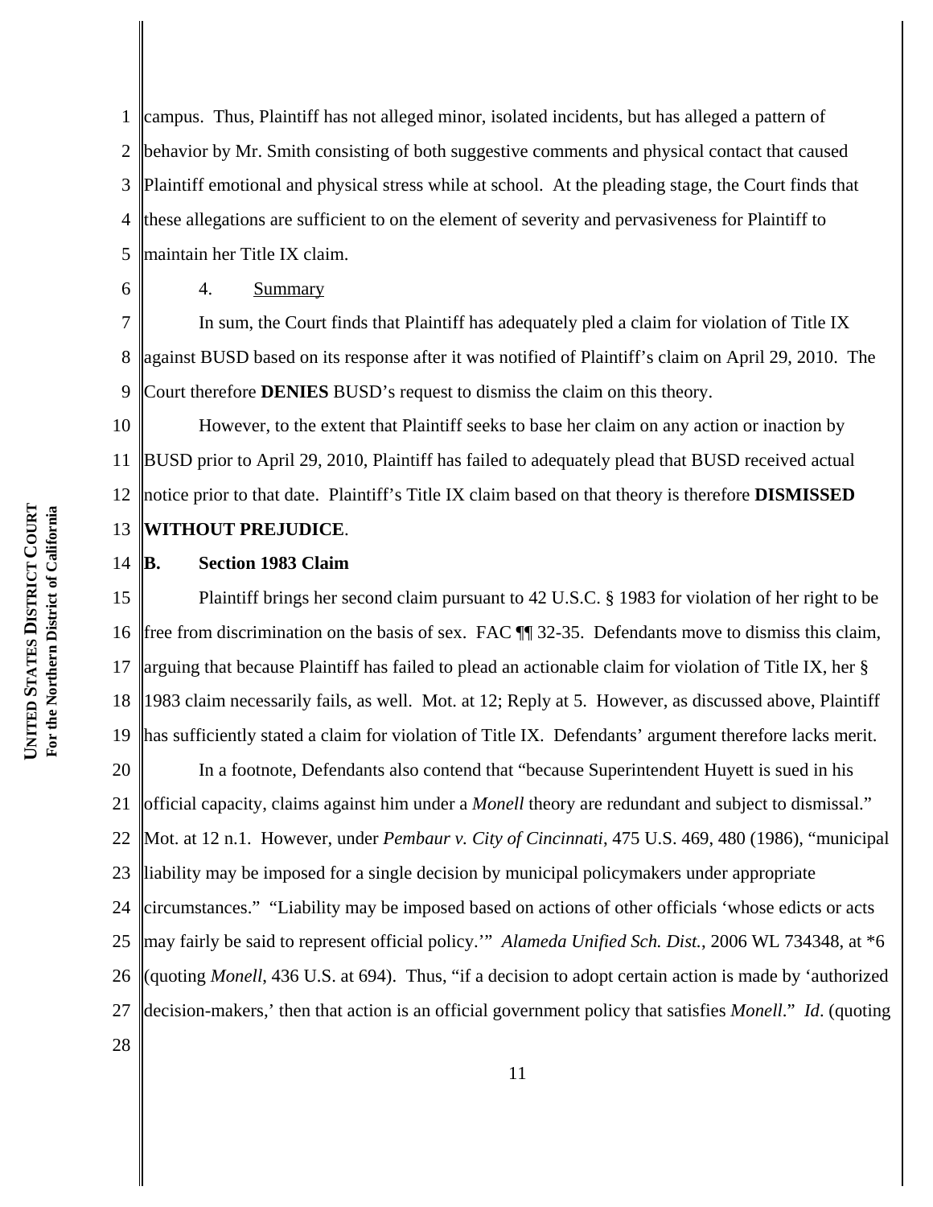campus. Thus, Plaintiff has not alleged minor, isolated incidents, but has alleged a pattern of behavior by Mr. Smith consisting of both suggestive comments and physical contact that caused Plaintiff emotional and physical stress while at school. At the pleading stage, the Court finds that these allegations are sufficient to on the element of severity and pervasiveness for Plaintiff to maintain her Title IX claim.

4. Summary

In sum, the Court finds that Plaintiff has adequately pled a claim for violation of Title IX against BUSD based on its response after it was notified of Plaintiff's claim on April 29, 2010. The Court therefore **DENIES** BUSD's request to dismiss the claim on this theory.

However, to the extent that Plaintiff seeks to base her claim on any action or inaction by BUSD prior to April 29, 2010, Plaintiff has failed to adequately plead that BUSD received actual notice prior to that date. Plaintiff's Title IX claim based on that theory is therefore **DISMISSED WITHOUT PREJUDICE**.

## B. Section 1983 Claim

Plaintiff brings her second claim pursuant to 42 U.S.C. § 1983 for violation of her right to be free from discrimination on the basis of sex. FAC ¶¶ 32-35. Defendants move to dismiss this claim, arguing that because Plaintiff has failed to plead an actionable claim for violation of Title IX, her § 1983 claim necessarily fails, as well. Mot. at 12; Reply at 5. However, as discussed above, Plaintiff has sufficiently stated a claim for violation of Title IX. Defendants' argument therefore lacks merit.

In a footnote, Defendants also contend that "because Superintendent Huyett is sued in his official capacity, claims against him under a *Monell* theory are redundant and subject to dismissal." Mot. at 12 n.1. However, under *Pembaur v. City of Cincinnati*, 475 U.S. 469, 480 (1986), "municipal liability may be imposed for a single decision by municipal policymakers under appropriate circumstances." "Liability may be imposed based on actions of other officials 'whose edicts or acts may fairly be said to represent official policy.'" *Alameda Unified Sch. Dist.*, 2006 WL 734348, at *6 (quoting *Monell*, 436 U.S. at 694). Thus, "if a decision to adopt certain action is made by 'authorized decision-makers,' then that action is an official government policy that satisfies *Monell*." *Id*. (quoting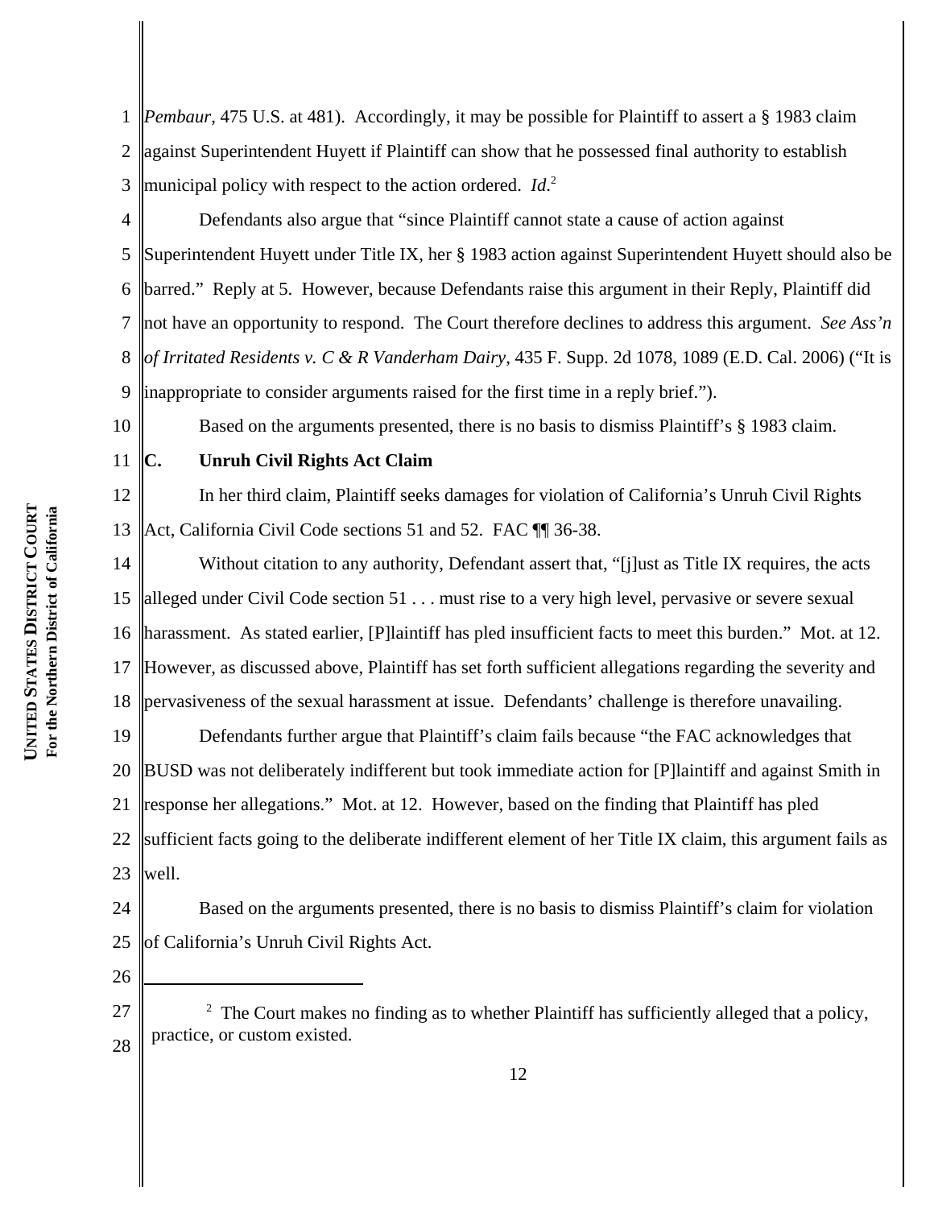*Pembaur*, 475 U.S. at 481). Accordingly, it may be possible for Plaintiff to assert a § 1983 claim against Superintendent Huyett if Plaintiff can show that he possessed final authority to establish municipal policy with respect to the action ordered. *Id*.[2]

Defendants also argue that "since Plaintiff cannot state a cause of action against Superintendent Huyett under Title IX, her § 1983 action against Superintendent Huyett should also be barred." Reply at 5. However, because Defendants raise this argument in their Reply, Plaintiff did not have an opportunity to respond. The Court therefore declines to address this argument. *See Ass'n of Irritated Residents v. C & R Vanderham Dairy*, 435 F. Supp. 2d 1078, 1089 (E.D. Cal. 2006) ("It is inappropriate to consider arguments raised for the first time in a reply brief.").

Based on the arguments presented, there is no basis to dismiss Plaintiff's § 1983 claim.

**C. Unruh Civil Rights Act Claim**

In her third claim, Plaintiff seeks damages for violation of California's Unruh Civil Rights Act, California Civil Code sections 51 and 52. FAC ¶¶ 36-38.

Without citation to any authority, Defendant assert that, "[j]ust as Title IX requires, the acts alleged under Civil Code section 51 . . . must rise to a very high level, pervasive or severe sexual harassment. As stated earlier, [P]laintiff has pled insufficient facts to meet this burden." Mot. at 12. However, as discussed above, Plaintiff has set forth sufficient allegations regarding the severity and pervasiveness of the sexual harassment at issue. Defendants' challenge is therefore unavailing.

Defendants further argue that Plaintiff's claim fails because "the FAC acknowledges that BUSD was not deliberately indifferent but took immediate action for [P]laintiff and against Smith in response her allegations." Mot. at 12. However, based on the finding that Plaintiff has pled sufficient facts going to the deliberate indifferent element of her Title IX claim, this argument fails as well.

Based on the arguments presented, there is no basis to dismiss Plaintiff's claim for violation of California's Unruh Civil Rights Act.

---

[2] The Court makes no finding as to whether Plaintiff has sufficiently alleged that a policy, practice, or custom existed.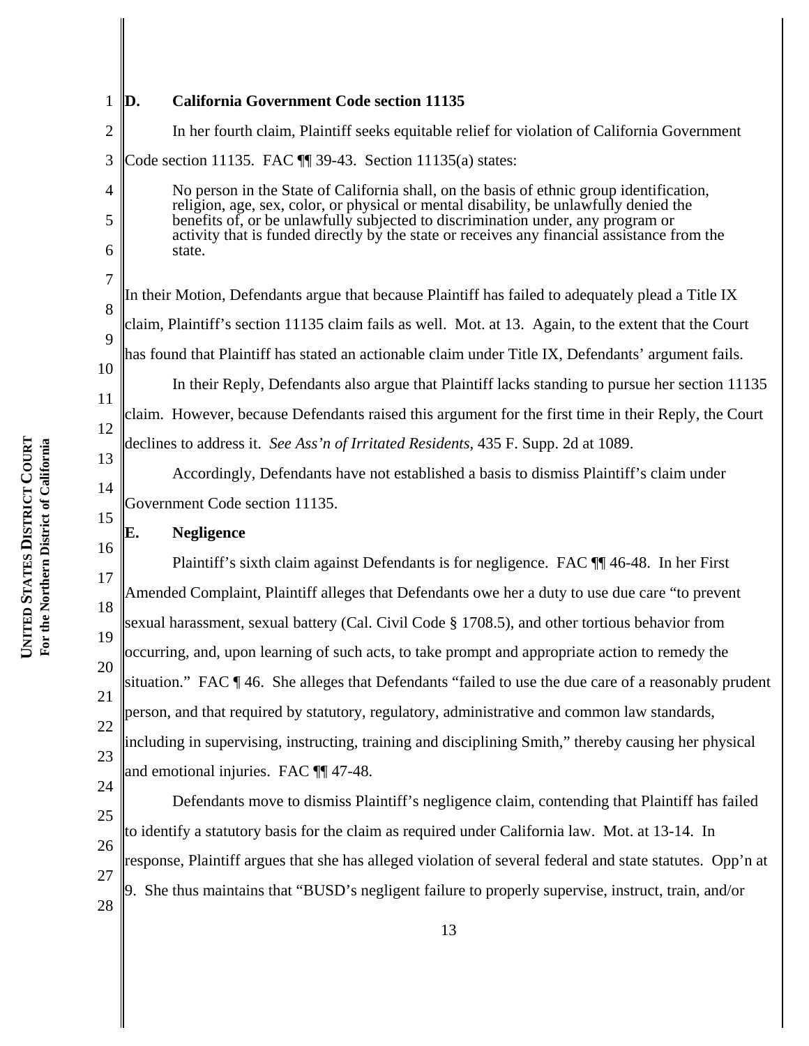### D. California Government Code section 11135

In her fourth claim, Plaintiff seeks equitable relief for violation of California Government Code section 11135. FAC ¶¶ 39-43. Section 11135(a) states:

> No person in the State of California shall, on the basis of ethnic group identification, religion, age, sex, color, or physical or mental disability, be unlawfully denied the benefits of, or be unlawfully subjected to discrimination under, any program or activity that is funded directly by the state or receives any financial assistance from the state.

In their Motion, Defendants argue that because Plaintiff has failed to adequately plead a Title IX claim, Plaintiff's section 11135 claim fails as well. Mot. at 13. Again, to the extent that the Court has found that Plaintiff has stated an actionable claim under Title IX, Defendants' argument fails.

In their Reply, Defendants also argue that Plaintiff lacks standing to pursue her section 11135 claim. However, because Defendants raised this argument for the first time in their Reply, the Court declines to address it. *See Ass'n of Irritated Residents*, 435 F. Supp. 2d at 1089.

Accordingly, Defendants have not established a basis to dismiss Plaintiff's claim under Government Code section 11135.

### E. Negligence

Plaintiff's sixth claim against Defendants is for negligence. FAC ¶¶ 46-48. In her First Amended Complaint, Plaintiff alleges that Defendants owe her a duty to use due care "to prevent sexual harassment, sexual battery (Cal. Civil Code § 1708.5), and other tortious behavior from occurring, and, upon learning of such acts, to take prompt and appropriate action to remedy the situation." FAC ¶ 46. She alleges that Defendants "failed to use the due care of a reasonably prudent person, and that required by statutory, regulatory, administrative and common law standards, including in supervising, instructing, training and disciplining Smith," thereby causing her physical and emotional injuries. FAC ¶¶ 47-48.

Defendants move to dismiss Plaintiff's negligence claim, contending that Plaintiff has failed to identify a statutory basis for the claim as required under California law. Mot. at 13-14. In response, Plaintiff argues that she has alleged violation of several federal and state statutes. Opp'n at 9. She thus maintains that "BUSD's negligent failure to properly supervise, instruct, train, and/or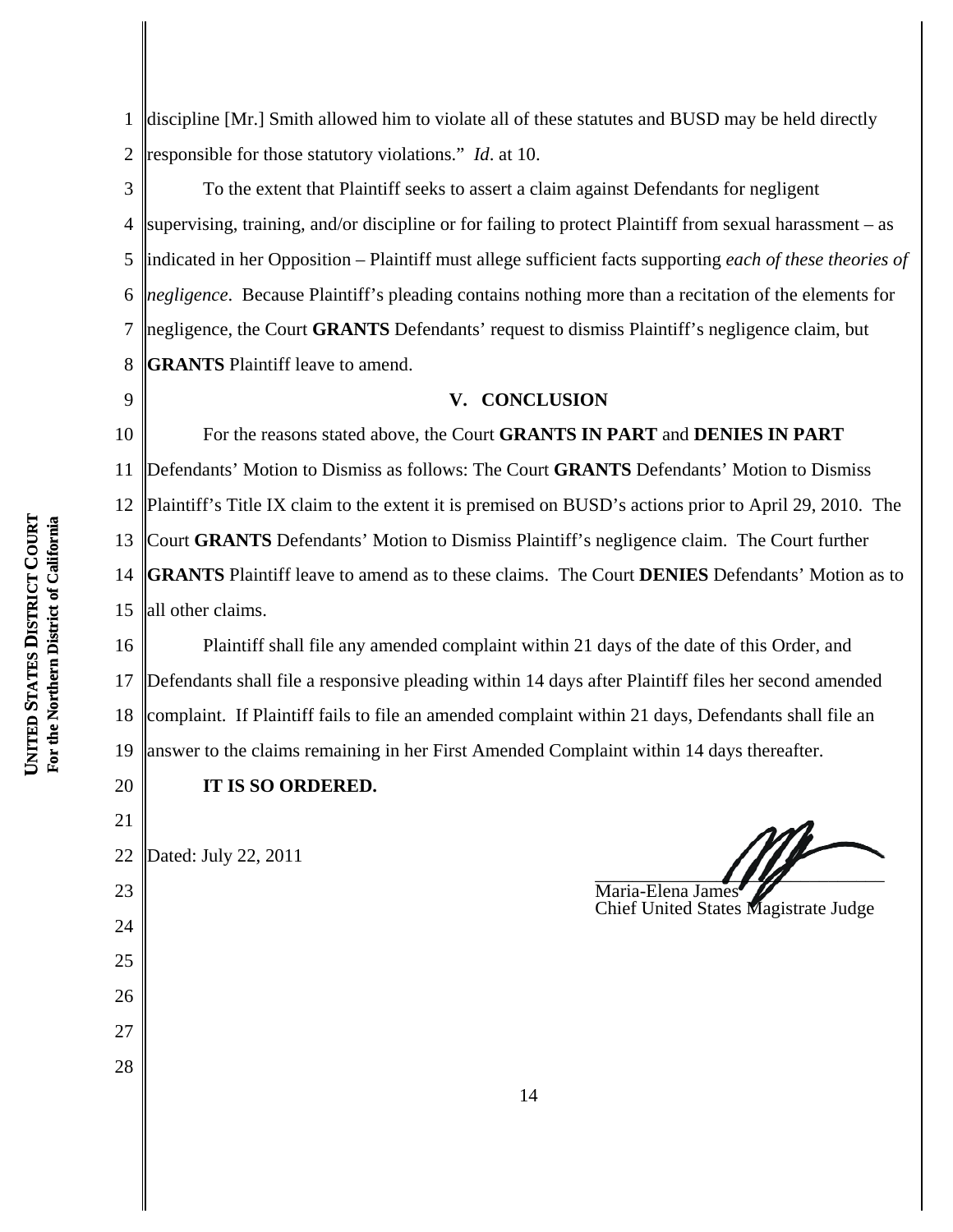discipline [Mr.] Smith allowed him to violate all of these statutes and BUSD may be held directly responsible for those statutory violations." *Id*. at 10.

To the extent that Plaintiff seeks to assert a claim against Defendants for negligent supervising, training, and/or discipline or for failing to protect Plaintiff from sexual harassment – as indicated in her Opposition – Plaintiff must allege sufficient facts supporting *each of these theories of negligence*. Because Plaintiff's pleading contains nothing more than a recitation of the elements for negligence, the Court **GRANTS** Defendants' request to dismiss Plaintiff's negligence claim, but **GRANTS** Plaintiff leave to amend.

## V. CONCLUSION

For the reasons stated above, the Court **GRANTS IN PART** and **DENIES IN PART** Defendants' Motion to Dismiss as follows: The Court **GRANTS** Defendants' Motion to Dismiss Plaintiff's Title IX claim to the extent it is premised on BUSD's actions prior to April 29, 2010. The Court **GRANTS** Defendants' Motion to Dismiss Plaintiff's negligence claim. The Court further **GRANTS** Plaintiff leave to amend as to these claims. The Court **DENIES** Defendants' Motion as to all other claims.

Plaintiff shall file any amended complaint within 21 days of the date of this Order, and Defendants shall file a responsive pleading within 14 days after Plaintiff files her second amended complaint. If Plaintiff fails to file an amended complaint within 21 days, Defendants shall file an answer to the claims remaining in her First Amended Complaint within 14 days thereafter.

**IT IS SO ORDERED.**

Dated: July 22, 2011

Maria-Elena James
Chief United States Magistrate Judge